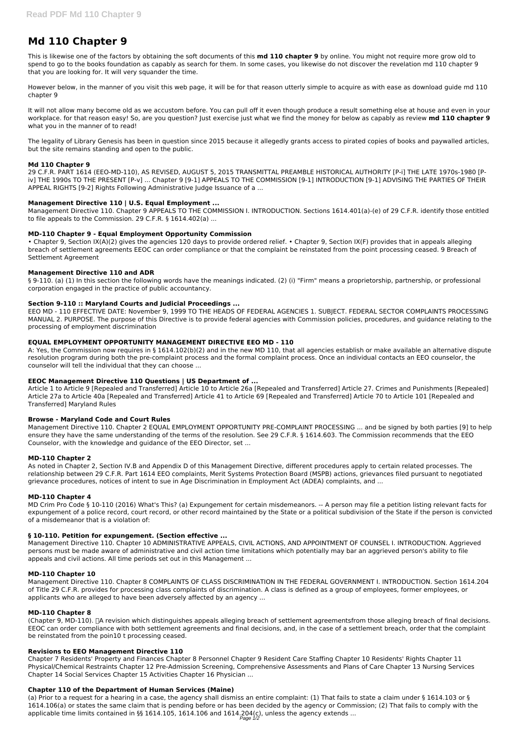# Md 110 Chapter 9

This is likewise one of the factors by obtaining the soft documents of this **md 110 chapter 9** by online. You might not require more grow old to spend to go to the books foundation as capably as search for them. In some cases, you likewise do not discover the revelation md 110 chapter 9 that you are looking for. It will very squander the time.

However below, in the manner of you visit this web page, it will be for that reason utterly simple to acquire as with ease as download guide md 110 chapter 9

It will not allow many become old as we accustom before. You can pull off it even though produce a result something else at house and even in your workplace. for that reason easy! So, are you question? Just exercise just what we find the money for below as capably as review **md 110 chapter 9** what you in the manner of to read!

The legality of Library Genesis has been in question since 2015 because it allegedly grants access to pirated copies of books and paywalled articles, but the site remains standing and open to the public.

### Md 110 Chapter 9

29 C.F.R. PART 1614 (EEO-MD-110), AS REVISED, AUGUST 5, 2015 TRANSMITTAL PREAMBLE HISTORICAL AUTHORITY [P-i] THE LATE 1970s-1980 [P-iv] THE 1990s TO THE PRESENT [P-v] ... Chapter 9 [9-1] APPEALS TO THE COMMISSION [9-1] INTRODUCTION [9-1] ADVISING THE PARTIES OF THEIR APPEAL RIGHTS [9-2] Rights Following Administrative Judge Issuance of a ...

### Management Directive 110 | U.S. Equal Employment ...

Management Directive 110. Chapter 9 APPEALS TO THE COMMISSION I. INTRODUCTION. Sections 1614.401(a)-(e) of 29 C.F.R. identify those entitled to file appeals to the Commission. 29 C.F.R. § 1614.402(a) ...

### MD-110 Chapter 9 - Equal Employment Opportunity Commission

• Chapter 9, Section IX(A)(2) gives the agencies 120 days to provide ordered relief. • Chapter 9, Section IX(F) provides that in appeals alleging breach of settlement agreements EEOC can order compliance or that the complaint be reinstated from the point processing ceased. 9 Breach of Settlement Agreement

### Management Directive 110 and ADR

§ 9-110. (a) (1) In this section the following words have the meanings indicated. (2) (i) "Firm" means a proprietorship, partnership, or professional corporation engaged in the practice of public accountancy.

### Section 9-110 :: Maryland Courts and Judicial Proceedings ...

EEO MD - 110 EFFECTIVE DATE: November 9, 1999 TO THE HEADS OF FEDERAL AGENCIES 1. SUBJECT. FEDERAL SECTOR COMPLAINTS PROCESSING MANUAL 2. PURPOSE. The purpose of this Directive is to provide federal agencies with Commission policies, procedures, and guidance relating to the processing of employment discrimination

### EQUAL EMPLOYMENT OPPORTUNITY MANAGEMENT DIRECTIVE EEO MD - 110

A: Yes, the Commission now requires in § 1614.102(b)(2) and in the new MD 110, that all agencies establish or make available an alternative dispute resolution program during both the pre-complaint process and the formal complaint process. Once an individual contacts an EEO counselor, the counselor will tell the individual that they can choose ...

### EEOC Management Directive 110 Questions | US Department of ...

Article 1 to Article 9 [Repealed and Transferred] Article 10 to Article 26a [Repealed and Transferred] Article 27. Crimes and Punishments [Repealed] Article 27a to Article 40a [Repealed and Transferred] Article 41 to Article 69 [Repealed and Transferred] Article 70 to Article 101 [Repealed and Transferred] Maryland Rules

### Browse - Maryland Code and Court Rules

Management Directive 110. Chapter 2 EQUAL EMPLOYMENT OPPORTUNITY PRE-COMPLAINT PROCESSING ... and be signed by both parties [9] to help ensure they have the same understanding of the terms of the resolution. See 29 C.F.R. § 1614.603. The Commission recommends that the EEO Counselor, with the knowledge and guidance of the EEO Director, set ...

### MD-110 Chapter 2

As noted in Chapter 2, Section IV.B and Appendix D of this Management Directive, different procedures apply to certain related processes. The relationship between 29 C.F.R. Part 1614 EEO complaints, Merit Systems Protection Board (MSPB) actions, grievances filed pursuant to negotiated grievance procedures, notices of intent to sue in Age Discrimination in Employment Act (ADEA) complaints, and ...

### MD-110 Chapter 4

MD Crim Pro Code § 10-110 (2016) What's This? (a) Expungement for certain misdemeanors. -- A person may file a petition listing relevant facts for expungement of a police record, court record, or other record maintained by the State or a political subdivision of the State if the person is convicted of a misdemeanor that is a violation of:

### § 10-110. Petition for expungement. (Section effective ...

Management Directive 110. Chapter 10 ADMINISTRATIVE APPEALS, CIVIL ACTIONS, AND APPOINTMENT OF COUNSEL I. INTRODUCTION. Aggrieved persons must be made aware of administrative and civil action time limitations which potentially may bar an aggrieved person's ability to file appeals and civil actions. All time periods set out in this Management ...

### MD-110 Chapter 10

Management Directive 110. Chapter 8 COMPLAINTS OF CLASS DISCRIMINATION IN THE FEDERAL GOVERNMENT I. INTRODUCTION. Section 1614.204 of Title 29 C.F.R. provides for processing class complaints of discrimination. A class is defined as a group of employees, former employees, or applicants who are alleged to have been adversely affected by an agency ...

### MD-110 Chapter 8

(Chapter 9, MD-110). A revision which distinguishes appeals alleging breach of settlement agreementsfrom those alleging breach of final decisions. EEOC can order compliance with both settlement agreements and final decisions, and, in the case of a settlement breach, order that the complaint be reinstated from the poin10 t processing ceased.

### Revisions to EEO Management Directive 110

Chapter 7 Residents' Property and Finances Chapter 8 Personnel Chapter 9 Resident Care Staffing Chapter 10 Residents' Rights Chapter 11 Physical/Chemical Restraints Chapter 12 Pre-Admission Screening, Comprehensive Assessments and Plans of Care Chapter 13 Nursing Services Chapter 14 Social Services Chapter 15 Activities Chapter 16 Physician ...

### Chapter 110 of the Department of Human Services (Maine)

(a) Prior to a request for a hearing in a case, the agency shall dismiss an entire complaint: (1) That fails to state a claim under § 1614.103 or § 1614.106(a) or states the same claim that is pending before or has been decided by the agency or Commission; (2) That fails to comply with the applicable time limits contained in §§ 1614.105, 1614.106 and 1614.204(c), unless the agency extends ...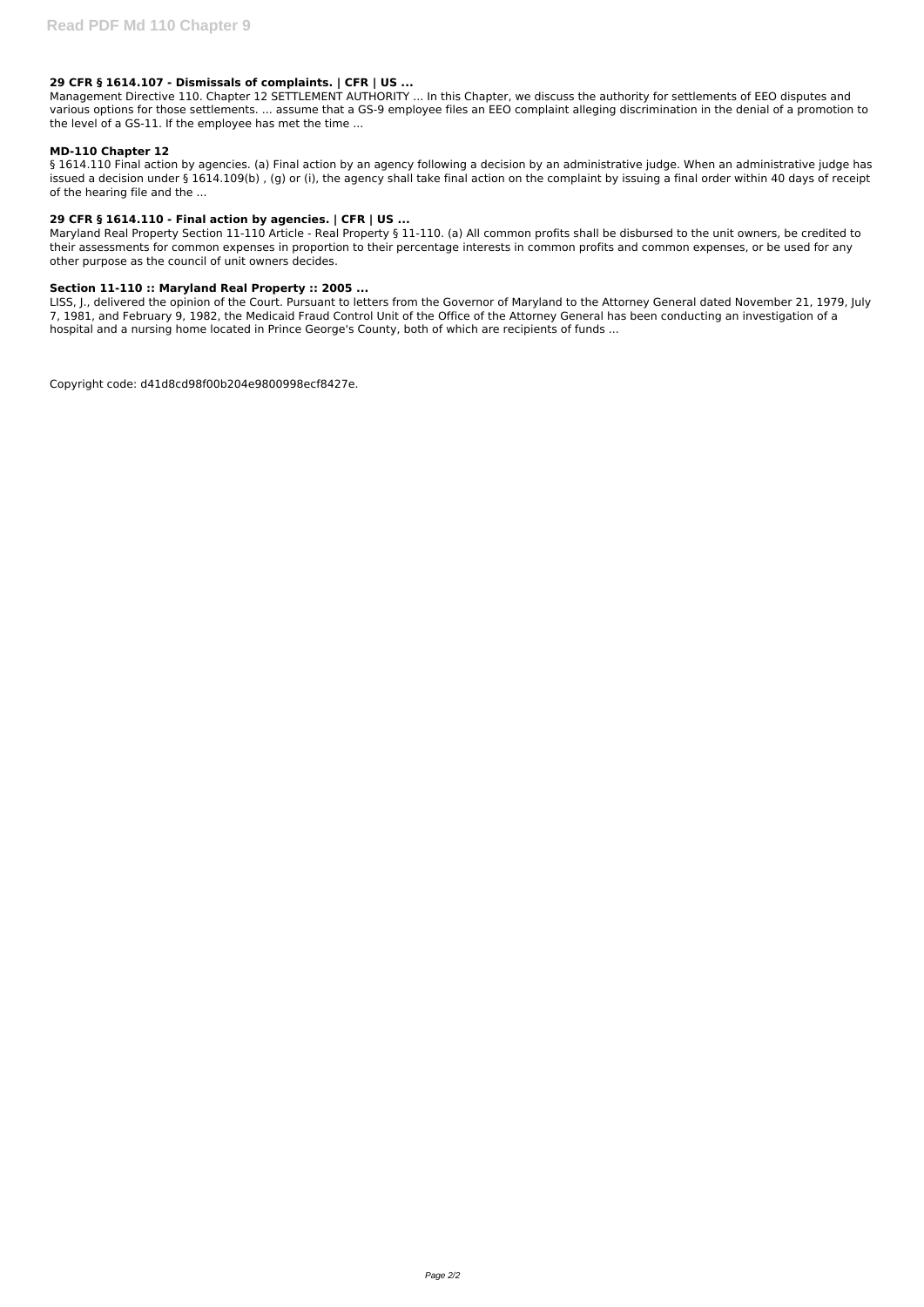### 29 CFR § 1614.107 - Dismissals of complaints. | CFR | US ...

Management Directive 110. Chapter 12 SETTLEMENT AUTHORITY ... In this Chapter, we discuss the authority for settlements of EEO disputes and various options for those settlements. ... assume that a GS-9 employee files an EEO complaint alleging discrimination in the denial of a promotion to the level of a GS-11. If the employee has met the time ...

### MD-110 Chapter 12

§ 1614.110 Final action by agencies. (a) Final action by an agency following a decision by an administrative judge. When an administrative judge has issued a decision under § 1614.109(b) , (g) or (i), the agency shall take final action on the complaint by issuing a final order within 40 days of receipt of the hearing file and the ...

### 29 CFR § 1614.110 - Final action by agencies. | CFR | US ...

Maryland Real Property Section 11-110 Article - Real Property § 11-110. (a) All common profits shall be disbursed to the unit owners, be credited to their assessments for common expenses in proportion to their percentage interests in common profits and common expenses, or be used for any other purpose as the council of unit owners decides.

### Section 11-110 :: Maryland Real Property :: 2005 ...

LISS, J., delivered the opinion of the Court. Pursuant to letters from the Governor of Maryland to the Attorney General dated November 21, 1979, July 7, 1981, and February 9, 1982, the Medicaid Fraud Control Unit of the Office of the Attorney General has been conducting an investigation of a hospital and a nursing home located in Prince George's County, both of which are recipients of funds ...

Copyright code: d41d8cd98f00b204e9800998ecf8427e.